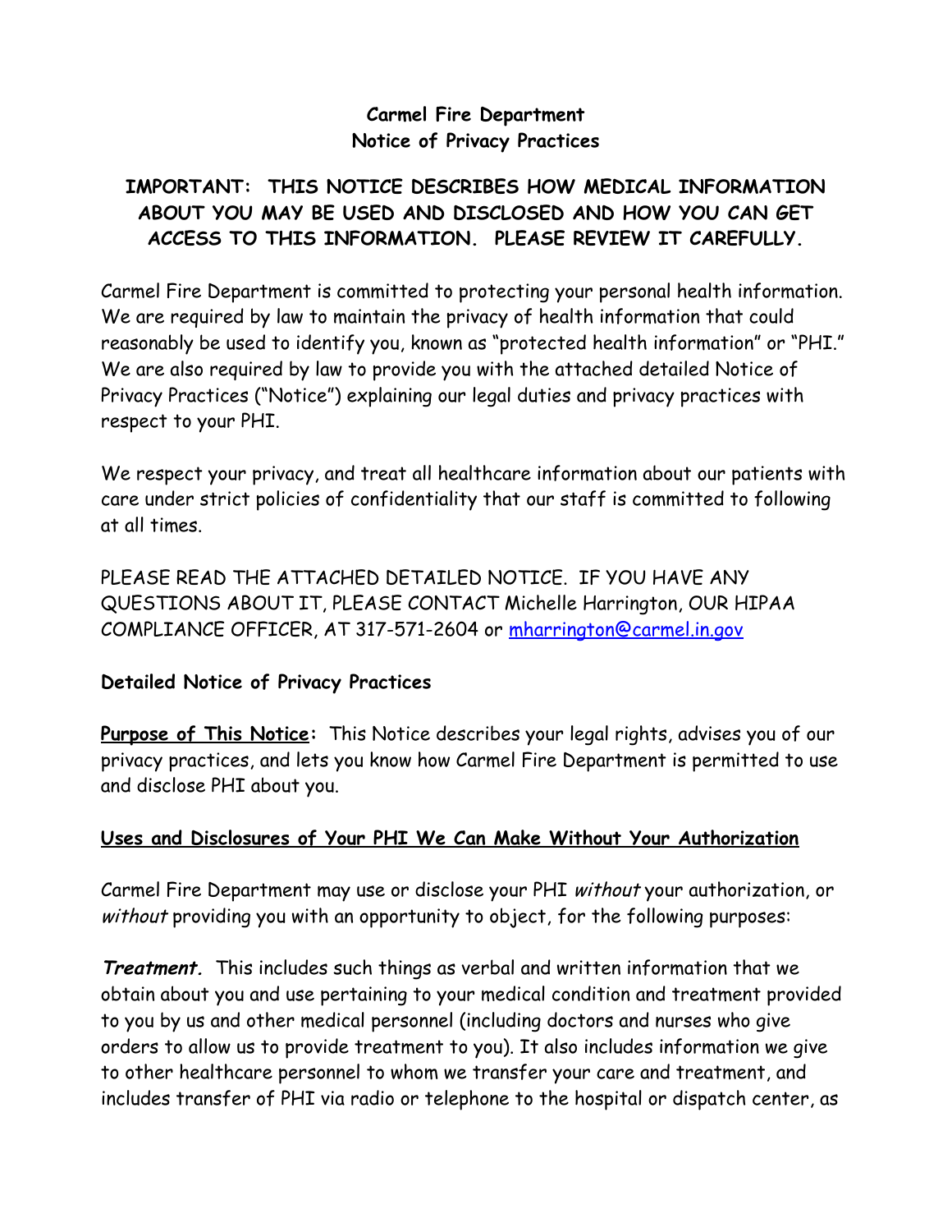# Carmel Fire Department
# Notice of Privacy Practices

**IMPORTANT: THIS NOTICE DESCRIBES HOW MEDICAL INFORMATION ABOUT YOU MAY BE USED AND DISCLOSED AND HOW YOU CAN GET ACCESS TO THIS INFORMATION. PLEASE REVIEW IT CAREFULLY.**

Carmel Fire Department is committed to protecting your personal health information. We are required by law to maintain the privacy of health information that could reasonably be used to identify you, known as "protected health information" or "PHI." We are also required by law to provide you with the attached detailed Notice of Privacy Practices ("Notice") explaining our legal duties and privacy practices with respect to your PHI.

We respect your privacy, and treat all healthcare information about our patients with care under strict policies of confidentiality that our staff is committed to following at all times.

PLEASE READ THE ATTACHED DETAILED NOTICE. IF YOU HAVE ANY QUESTIONS ABOUT IT, PLEASE CONTACT Michelle Harrington, OUR HIPAA COMPLIANCE OFFICER, AT 317-571-2604 or mharrington@carmel.in.gov

**Detailed Notice of Privacy Practices**

**Purpose of This Notice:** This Notice describes your legal rights, advises you of our privacy practices, and lets you know how Carmel Fire Department is permitted to use and disclose PHI about you.

**Uses and Disclosures of Your PHI We Can Make Without Your Authorization**

Carmel Fire Department may use or disclose your PHI *without* your authorization, or *without* providing you with an opportunity to object, for the following purposes:

***Treatment.*** This includes such things as verbal and written information that we obtain about you and use pertaining to your medical condition and treatment provided to you by us and other medical personnel (including doctors and nurses who give orders to allow us to provide treatment to you). It also includes information we give to other healthcare personnel to whom we transfer your care and treatment, and includes transfer of PHI via radio or telephone to the hospital or dispatch center, as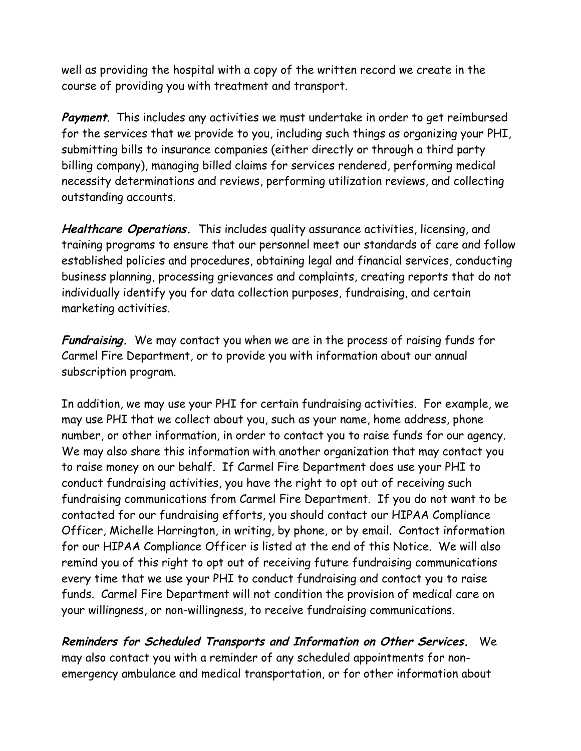well as providing the hospital with a copy of the written record we create in the course of providing you with treatment and transport.

***Payment***. This includes any activities we must undertake in order to get reimbursed for the services that we provide to you, including such things as organizing your PHI, submitting bills to insurance companies (either directly or through a third party billing company), managing billed claims for services rendered, performing medical necessity determinations and reviews, performing utilization reviews, and collecting outstanding accounts.

***Healthcare Operations.*** This includes quality assurance activities, licensing, and training programs to ensure that our personnel meet our standards of care and follow established policies and procedures, obtaining legal and financial services, conducting business planning, processing grievances and complaints, creating reports that do not individually identify you for data collection purposes, fundraising, and certain marketing activities.

***Fundraising.*** We may contact you when we are in the process of raising funds for Carmel Fire Department, or to provide you with information about our annual subscription program.

In addition, we may use your PHI for certain fundraising activities. For example, we may use PHI that we collect about you, such as your name, home address, phone number, or other information, in order to contact you to raise funds for our agency. We may also share this information with another organization that may contact you to raise money on our behalf. If Carmel Fire Department does use your PHI to conduct fundraising activities, you have the right to opt out of receiving such fundraising communications from Carmel Fire Department. If you do not want to be contacted for our fundraising efforts, you should contact our HIPAA Compliance Officer, Michelle Harrington, in writing, by phone, or by email. Contact information for our HIPAA Compliance Officer is listed at the end of this Notice. We will also remind you of this right to opt out of receiving future fundraising communications every time that we use your PHI to conduct fundraising and contact you to raise funds. Carmel Fire Department will not condition the provision of medical care on your willingness, or non-willingness, to receive fundraising communications.

***Reminders for Scheduled Transports and Information on Other Services.*** We may also contact you with a reminder of any scheduled appointments for non-emergency ambulance and medical transportation, or for other information about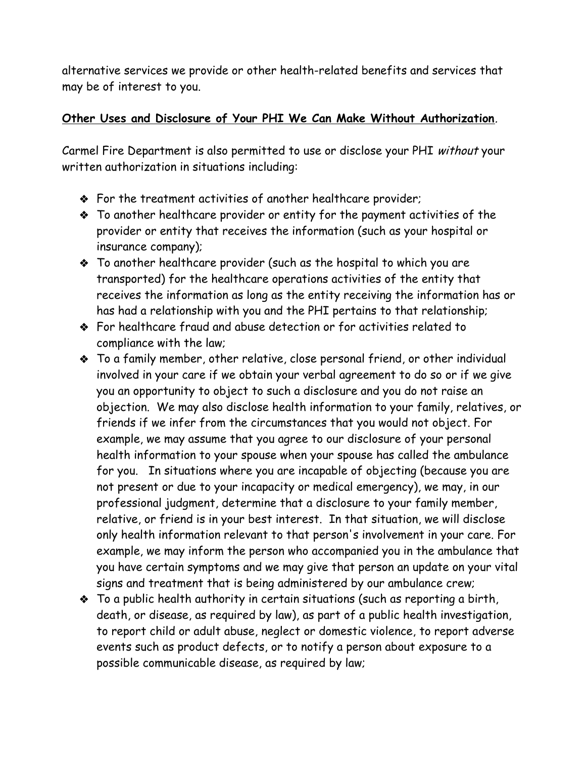alternative services we provide or other health-related benefits and services that may be of interest to you.

**Other Uses and Disclosure of Your PHI We Can Make Without Authorization**.

Carmel Fire Department is also permitted to use or disclose your PHI *without* your written authorization in situations including:

- For the treatment activities of another healthcare provider;
- To another healthcare provider or entity for the payment activities of the provider or entity that receives the information (such as your hospital or insurance company);
- To another healthcare provider (such as the hospital to which you are transported) for the healthcare operations activities of the entity that receives the information as long as the entity receiving the information has or has had a relationship with you and the PHI pertains to that relationship;
- For healthcare fraud and abuse detection or for activities related to compliance with the law;
- To a family member, other relative, close personal friend, or other individual involved in your care if we obtain your verbal agreement to do so or if we give you an opportunity to object to such a disclosure and you do not raise an objection. We may also disclose health information to your family, relatives, or friends if we infer from the circumstances that you would not object. For example, we may assume that you agree to our disclosure of your personal health information to your spouse when your spouse has called the ambulance for you. In situations where you are incapable of objecting (because you are not present or due to your incapacity or medical emergency), we may, in our professional judgment, determine that a disclosure to your family member, relative, or friend is in your best interest. In that situation, we will disclose only health information relevant to that person's involvement in your care. For example, we may inform the person who accompanied you in the ambulance that you have certain symptoms and we may give that person an update on your vital signs and treatment that is being administered by our ambulance crew;
- To a public health authority in certain situations (such as reporting a birth, death, or disease, as required by law), as part of a public health investigation, to report child or adult abuse, neglect or domestic violence, to report adverse events such as product defects, or to notify a person about exposure to a possible communicable disease, as required by law;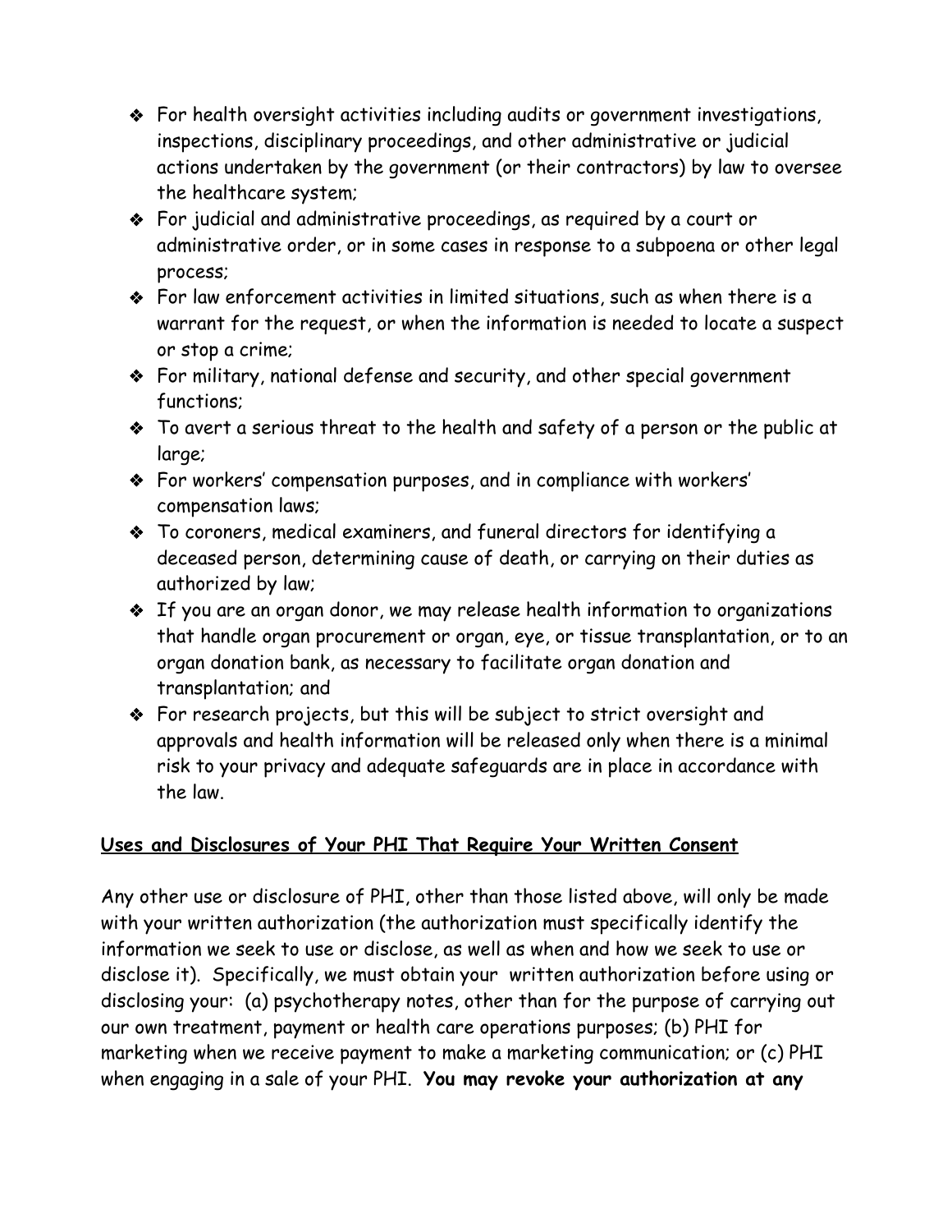- For health oversight activities including audits or government investigations, inspections, disciplinary proceedings, and other administrative or judicial actions undertaken by the government (or their contractors) by law to oversee the healthcare system;
- For judicial and administrative proceedings, as required by a court or administrative order, or in some cases in response to a subpoena or other legal process;
- For law enforcement activities in limited situations, such as when there is a warrant for the request, or when the information is needed to locate a suspect or stop a crime;
- For military, national defense and security, and other special government functions;
- To avert a serious threat to the health and safety of a person or the public at large;
- For workers' compensation purposes, and in compliance with workers' compensation laws;
- To coroners, medical examiners, and funeral directors for identifying a deceased person, determining cause of death, or carrying on their duties as authorized by law;
- If you are an organ donor, we may release health information to organizations that handle organ procurement or organ, eye, or tissue transplantation, or to an organ donation bank, as necessary to facilitate organ donation and transplantation; and
- For research projects, but this will be subject to strict oversight and approvals and health information will be released only when there is a minimal risk to your privacy and adequate safeguards are in place in accordance with the law.

**<u>Uses and Disclosures of Your PHI That Require Your Written Consent</u>**

Any other use or disclosure of PHI, other than those listed above, will only be made with your written authorization (the authorization must specifically identify the information we seek to use or disclose, as well as when and how we seek to use or disclose it). Specifically, we must obtain your written authorization before using or disclosing your: (a) psychotherapy notes, other than for the purpose of carrying out our own treatment, payment or health care operations purposes; (b) PHI for marketing when we receive payment to make a marketing communication; or (c) PHI when engaging in a sale of your PHI. **You may revoke your authorization at any**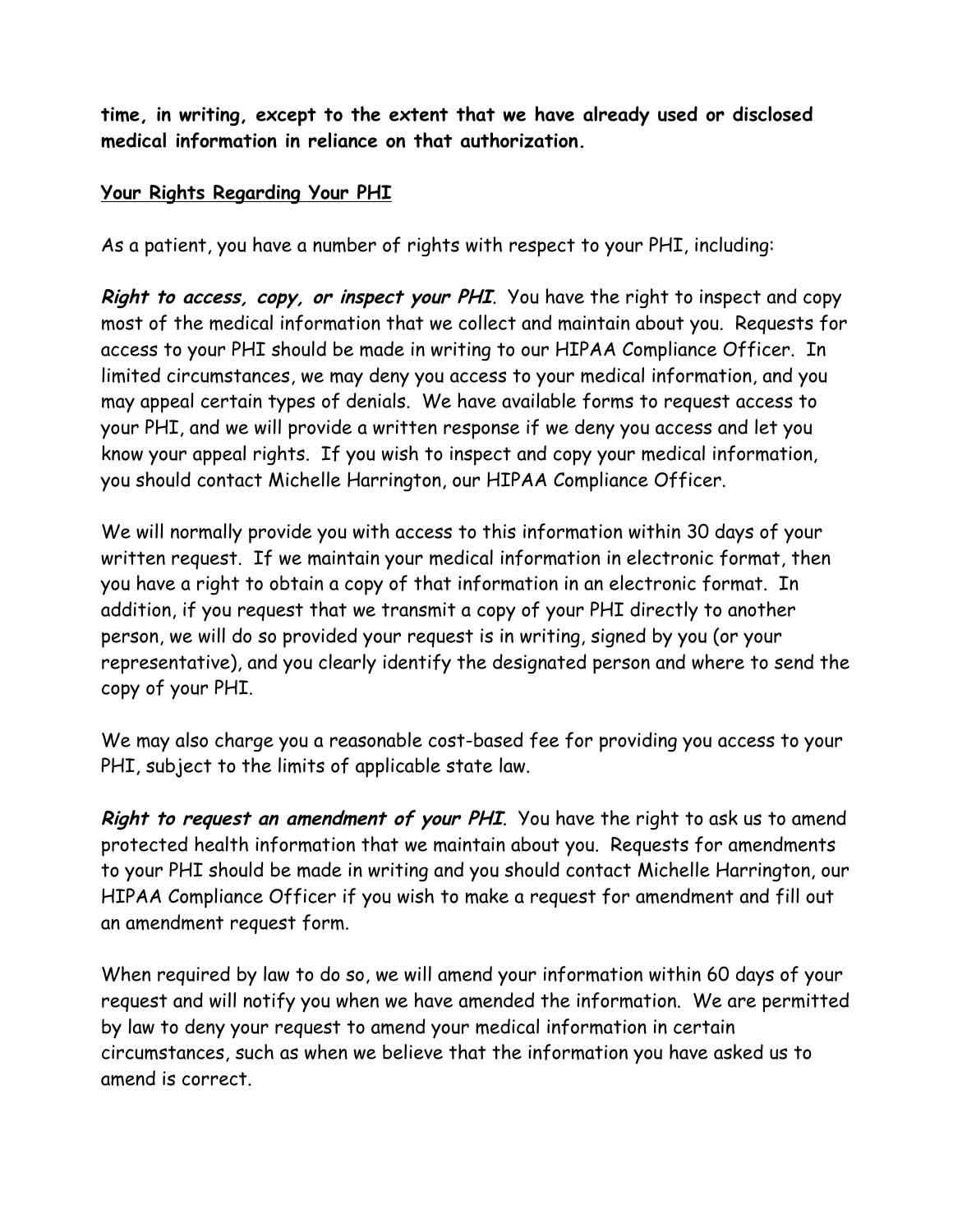**time, in writing, except to the extent that we have already used or disclosed medical information in reliance on that authorization.**

**<u>Your Rights Regarding Your PHI</u>**

As a patient, you have a number of rights with respect to your PHI, including:

***Right to access, copy, or inspect your PHI***. You have the right to inspect and copy most of the medical information that we collect and maintain about you. Requests for access to your PHI should be made in writing to our HIPAA Compliance Officer. In limited circumstances, we may deny you access to your medical information, and you may appeal certain types of denials. We have available forms to request access to your PHI, and we will provide a written response if we deny you access and let you know your appeal rights. If you wish to inspect and copy your medical information, you should contact Michelle Harrington, our HIPAA Compliance Officer.

We will normally provide you with access to this information within 30 days of your written request. If we maintain your medical information in electronic format, then you have a right to obtain a copy of that information in an electronic format. In addition, if you request that we transmit a copy of your PHI directly to another person, we will do so provided your request is in writing, signed by you (or your representative), and you clearly identify the designated person and where to send the copy of your PHI.

We may also charge you a reasonable cost-based fee for providing you access to your PHI, subject to the limits of applicable state law.

***Right to request an amendment of your PHI***. You have the right to ask us to amend protected health information that we maintain about you. Requests for amendments to your PHI should be made in writing and you should contact Michelle Harrington, our HIPAA Compliance Officer if you wish to make a request for amendment and fill out an amendment request form.

When required by law to do so, we will amend your information within 60 days of your request and will notify you when we have amended the information. We are permitted by law to deny your request to amend your medical information in certain circumstances, such as when we believe that the information you have asked us to amend is correct.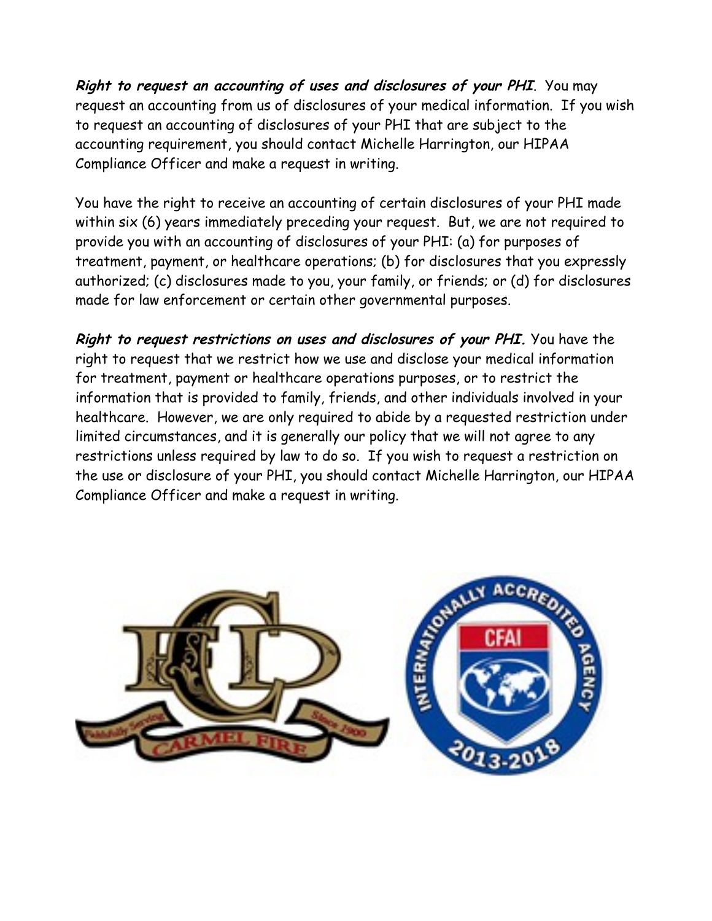***Right to request an accounting of uses and disclosures of your PHI***. You may request an accounting from us of disclosures of your medical information. If you wish to request an accounting of disclosures of your PHI that are subject to the accounting requirement, you should contact Michelle Harrington, our HIPAA Compliance Officer and make a request in writing.

You have the right to receive an accounting of certain disclosures of your PHI made within six (6) years immediately preceding your request. But, we are not required to provide you with an accounting of disclosures of your PHI: (a) for purposes of treatment, payment, or healthcare operations; (b) for disclosures that you expressly authorized; (c) disclosures made to you, your family, or friends; or (d) for disclosures made for law enforcement or certain other governmental purposes.

***Right to request restrictions on uses and disclosures of your PHI.*** You have the right to request that we restrict how we use and disclose your medical information for treatment, payment or healthcare operations purposes, or to restrict the information that is provided to family, friends, and other individuals involved in your healthcare. However, we are only required to abide by a requested restriction under limited circumstances, and it is generally our policy that we will not agree to any restrictions unless required by law to do so. If you wish to request a restriction on the use or disclosure of your PHI, you should contact Michelle Harrington, our HIPAA Compliance Officer and make a request in writing.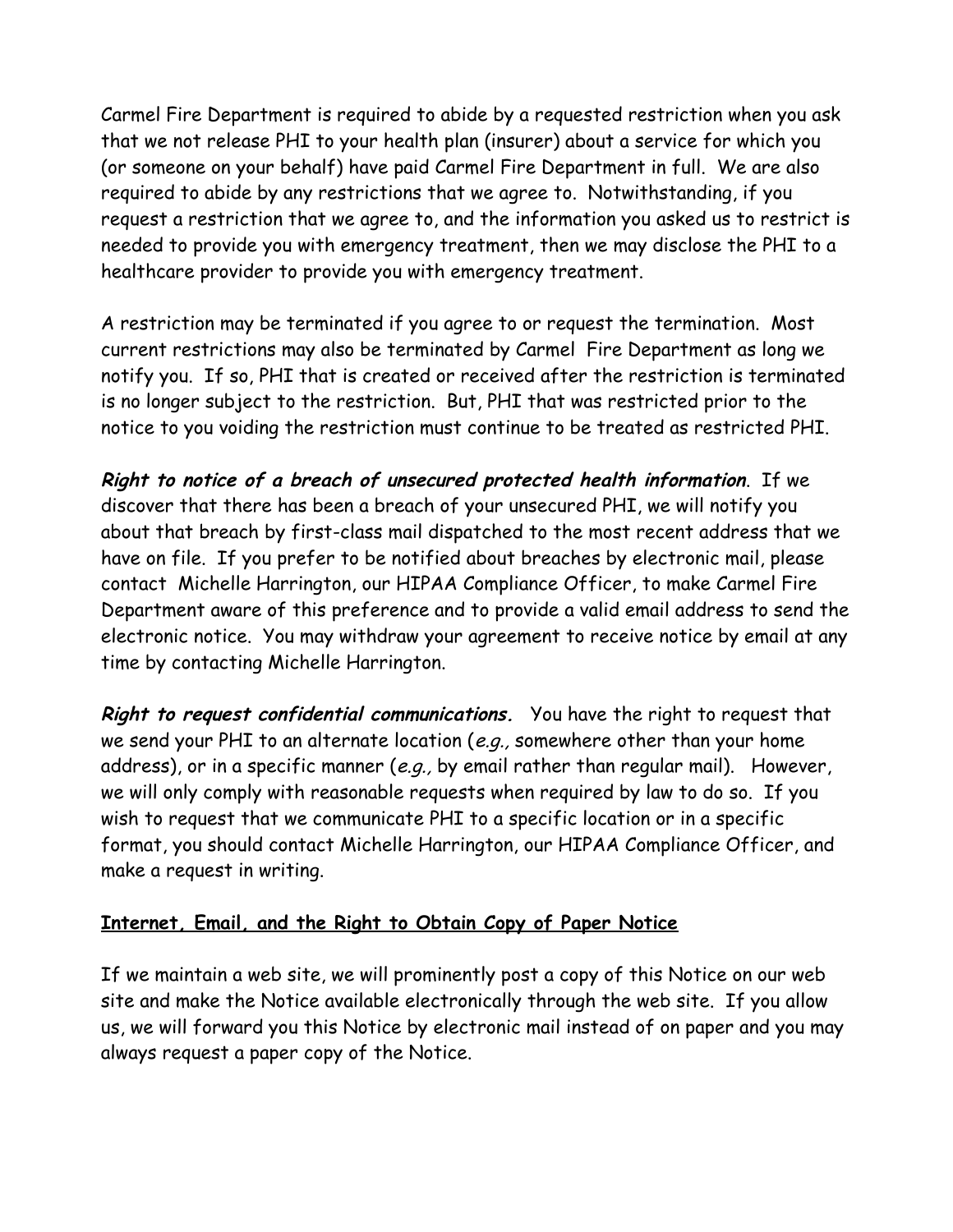Carmel Fire Department is required to abide by a requested restriction when you ask that we not release PHI to your health plan (insurer) about a service for which you (or someone on your behalf) have paid Carmel Fire Department in full. We are also required to abide by any restrictions that we agree to. Notwithstanding, if you request a restriction that we agree to, and the information you asked us to restrict is needed to provide you with emergency treatment, then we may disclose the PHI to a healthcare provider to provide you with emergency treatment.

A restriction may be terminated if you agree to or request the termination. Most current restrictions may also be terminated by Carmel Fire Department as long we notify you. If so, PHI that is created or received after the restriction is terminated is no longer subject to the restriction. But, PHI that was restricted prior to the notice to you voiding the restriction must continue to be treated as restricted PHI.

***Right to notice of a breach of unsecured protected health information***. If we discover that there has been a breach of your unsecured PHI, we will notify you about that breach by first-class mail dispatched to the most recent address that we have on file. If you prefer to be notified about breaches by electronic mail, please contact Michelle Harrington, our HIPAA Compliance Officer, to make Carmel Fire Department aware of this preference and to provide a valid email address to send the electronic notice. You may withdraw your agreement to receive notice by email at any time by contacting Michelle Harrington.

***Right to request confidential communications.*** You have the right to request that we send your PHI to an alternate location (*e.g.,* somewhere other than your home address), or in a specific manner (*e.g.,* by email rather than regular mail). However, we will only comply with reasonable requests when required by law to do so. If you wish to request that we communicate PHI to a specific location or in a specific format, you should contact Michelle Harrington, our HIPAA Compliance Officer, and make a request in writing.

## Internet, Email, and the Right to Obtain Copy of Paper Notice

If we maintain a web site, we will prominently post a copy of this Notice on our web site and make the Notice available electronically through the web site. If you allow us, we will forward you this Notice by electronic mail instead of on paper and you may always request a paper copy of the Notice.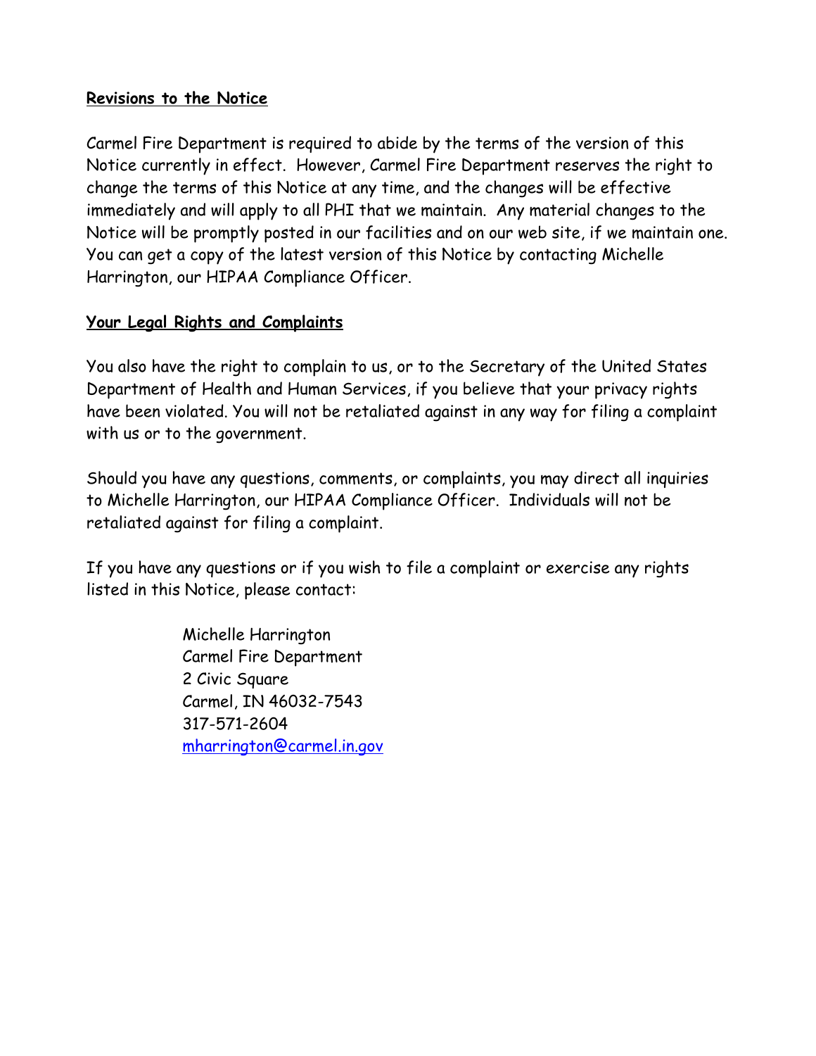**Revisions to the Notice**

Carmel Fire Department is required to abide by the terms of the version of this Notice currently in effect. However, Carmel Fire Department reserves the right to change the terms of this Notice at any time, and the changes will be effective immediately and will apply to all PHI that we maintain. Any material changes to the Notice will be promptly posted in our facilities and on our web site, if we maintain one. You can get a copy of the latest version of this Notice by contacting Michelle Harrington, our HIPAA Compliance Officer.

**Your Legal Rights and Complaints**

You also have the right to complain to us, or to the Secretary of the United States Department of Health and Human Services, if you believe that your privacy rights have been violated. You will not be retaliated against in any way for filing a complaint with us or to the government.

Should you have any questions, comments, or complaints, you may direct all inquiries to Michelle Harrington, our HIPAA Compliance Officer. Individuals will not be retaliated against for filing a complaint.

If you have any questions or if you wish to file a complaint or exercise any rights listed in this Notice, please contact:

Michelle Harrington
Carmel Fire Department
2 Civic Square
Carmel, IN 46032-7543
317-571-2604
mharrington@carmel.in.gov